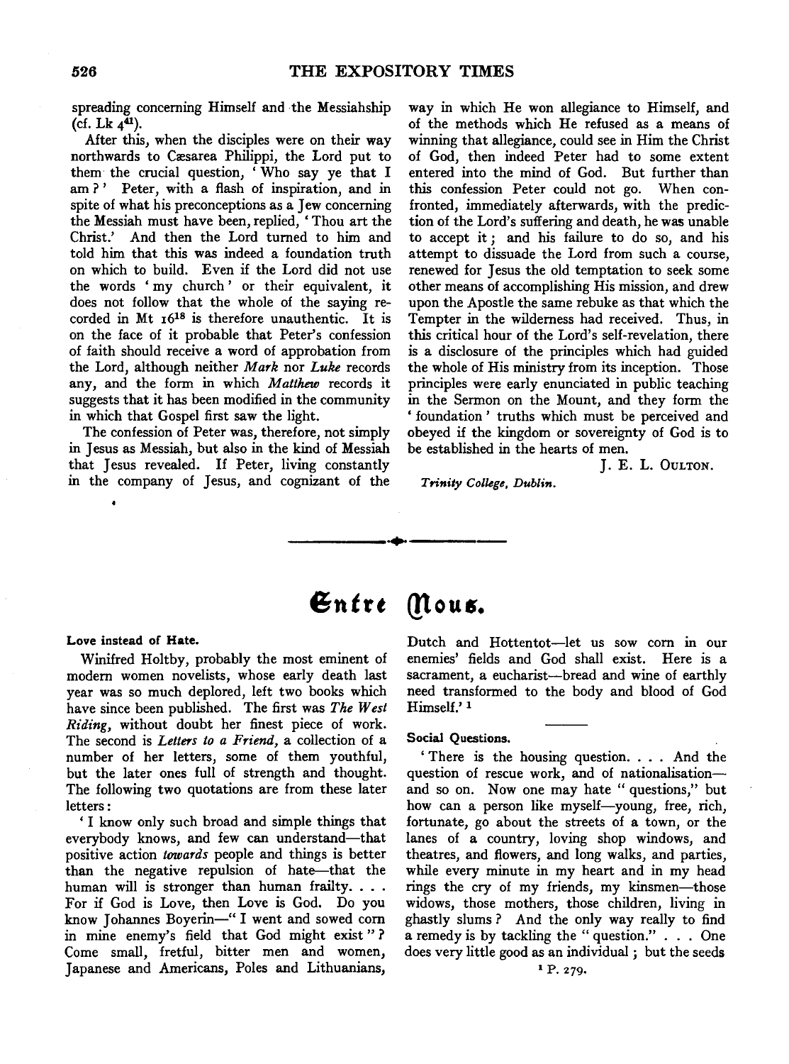spreading concerning Himself and the Messiahship (cf. Lk 4[41]).

After this, when the disciples were on their way northwards to Cæsarea Philippi, the Lord put to them the crucial question, 'Who say ye that I am?' Peter, with a flash of inspiration, and in spite of what his preconceptions as a Jew concerning the Messiah must have been, replied, 'Thou art the Christ.' And then the Lord turned to him and told him that this was indeed a foundation truth on which to build. Even if the Lord did not use the words 'my church' or their equivalent, it does not follow that the whole of the saying recorded in Mt 16[18] is therefore unauthentic. It is on the face of it probable that Peter's confession of faith should receive a word of approbation from the Lord, although neither *Mark* nor *Luke* records any, and the form in which *Matthew* records it suggests that it has been modified in the community in which that Gospel first saw the light.

The confession of Peter was, therefore, not simply in Jesus as Messiah, but also in the kind of Messiah that Jesus revealed. If Peter, living constantly in the company of Jesus, and cognizant of the way in which He won allegiance to Himself, and of the methods which He refused as a means of winning that allegiance, could see in Him the Christ of God, then indeed Peter had to some extent entered into the mind of God. But further than this confession Peter could not go. When confronted, immediately afterwards, with the prediction of the Lord's suffering and death, he was unable to accept it; and his failure to do so, and his attempt to dissuade the Lord from such a course, renewed for Jesus the old temptation to seek some other means of accomplishing His mission, and drew upon the Apostle the same rebuke as that which the Tempter in the wilderness had received. Thus, in this critical hour of the Lord's self-revelation, there is a disclosure of the principles which had guided the whole of His ministry from its inception. Those principles were early enunciated in public teaching in the Sermon on the Mount, and they form the 'foundation' truths which must be perceived and obeyed if the kingdom or sovereignty of God is to be established in the hearts of men.

J. E. L. Oulton.

*Trinity College, Dublin.*

---

# Entre Nous.

**Love instead of Hate.**

Winifred Holtby, probably the most eminent of modern women novelists, whose early death last year was so much deplored, left two books which have since been published. The first was *The West Riding*, without doubt her finest piece of work. The second is *Letters to a Friend*, a collection of a number of her letters, some of them youthful, but the later ones full of strength and thought. The following two quotations are from these later letters:

'I know only such broad and simple things that everybody knows, and few can understand—that positive action *towards* people and things is better than the negative repulsion of hate—that the human will is stronger than human frailty. . . . For if God is Love, then Love is God. Do you know Johannes Boyerin—"I went and sowed corn in mine enemy's field that God might exist"? Come small, fretful, bitter men and women, Japanese and Americans, Poles and Lithuanians, Dutch and Hottentot—let us sow corn in our enemies' fields and God shall exist. Here is a sacrament, a eucharist—bread and wine of earthly need transformed to the body and blood of God Himself.'[1]

**Social Questions.**

'There is the housing question. . . . And the question of rescue work, and of nationalisation—and so on. Now one may hate "questions," but how can a person like myself—young, free, rich, fortunate, go about the streets of a town, or the lanes of a country, loving shop windows, and theatres, and flowers, and long walks, and parties, while every minute in my heart and in my head rings the cry of my friends, my kinsmen—those widows, those mothers, those children, living in ghastly slums? And the only way really to find a remedy is by tackling the "question." . . . One does very little good as an individual; but the seeds

[1] P. 279.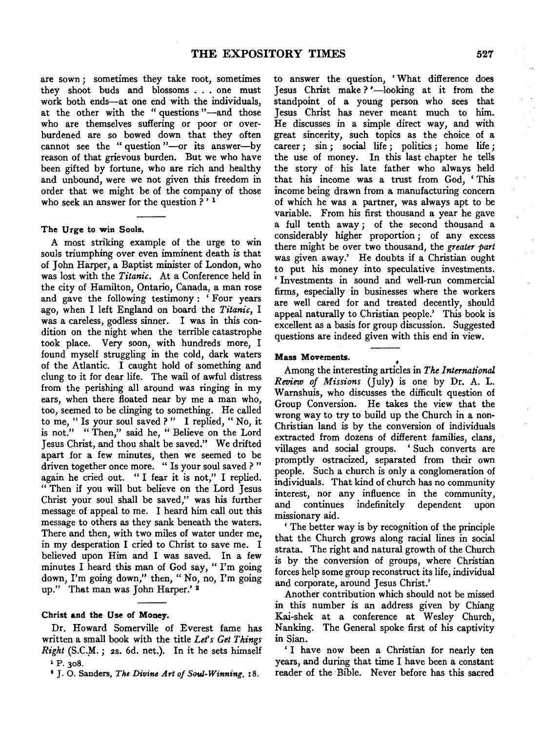are sown; sometimes they take root, sometimes they shoot buds and blossoms . . . one must work both ends—at one end with the individuals, at the other with the "questions"—and those who are themselves suffering or poor or overburdened are so bowed down that they often cannot see the "question"—or its answer—by reason of that grievous burden. But we who have been gifted by fortune, who are rich and healthy and unbound, were we not given this freedom in order that we might be of the company of those who seek an answer for the question?'[1]

#### The Urge to win Souls.

A most striking example of the urge to win souls triumphing over even imminent death is that of John Harper, a Baptist minister of London, who was lost with the *Titanic*. At a Conference held in the city of Hamilton, Ontario, Canada, a man rose and gave the following testimony: 'Four years ago, when I left England on board the *Titanic*, I was a careless, godless sinner. I was in this condition on the night when the terrible catastrophe took place. Very soon, with hundreds more, I found myself struggling in the cold, dark waters of the Atlantic. I caught hold of something and clung to it for dear life. The wail of awful distress from the perishing all around was ringing in my ears, when there floated near by me a man who, too, seemed to be clinging to something. He called to me, "Is your soul saved?" I replied, "No, it is not." "Then," said he, "Believe on the Lord Jesus Christ, and thou shalt be saved." We drifted apart for a few minutes, then we seemed to be driven together once more. "Is your soul saved?" again he cried out. "I fear it is not," I replied. "Then if you will but believe on the Lord Jesus Christ your soul shall be saved," was his further message of appeal to me. I heard him call out this message to others as they sank beneath the waters. There and then, with two miles of water under me, in my desperation I cried to Christ to save me. I believed upon Him and I was saved. In a few minutes I heard this man of God say, "I'm going down, I'm going down," then, "No, no, I'm going up." That man was John Harper.'[2]

#### Christ and the Use of Money.

Dr. Howard Somerville of Everest fame has written a small book with the title *Let's Get Things Right* (S.C.M.; 2s. 6d. net.). In it he sets himself to answer the question, 'What difference does Jesus Christ make?'—looking at it from the standpoint of a young person who sees that Jesus Christ has never meant much to him. He discusses in a simple direct way, and with great sincerity, such topics as the choice of a career; sin; social life; politics; home life; the use of money. In this last chapter he tells the story of his late father who always held that his income was a trust from God, 'This income being drawn from a manufacturing concern of which he was a partner, was always apt to be variable. From his first thousand a year he gave a full tenth away; of the second thousand a considerably higher proportion; of any excess there might be over two thousand, the *greater part* was given away.' He doubts if a Christian ought to put his money into speculative investments. 'Investments in sound and well-run commercial firms, especially in businesses where the workers are well cared for and treated decently, should appeal naturally to Christian people.' This book is excellent as a basis for group discussion. Suggested questions are indeed given with this end in view.

#### Mass Movements.

Among the interesting articles in *The International Review of Missions* (July) is one by Dr. A. L. Warnshuis, who discusses the difficult question of Group Conversion. He takes the view that the wrong way to try to build up the Church in a non-Christian land is by the conversion of individuals extracted from dozens of different families, clans, villages and social groups. 'Such converts are promptly ostracized, separated from their own people. Such a church is only a conglomeration of individuals. That kind of church has no community interest, nor any influence in the community, and continues indefinitely dependent upon missionary aid.

'The better way is by recognition of the principle that the Church grows along racial lines in social strata. The right and natural growth of the Church is by the conversion of groups, where Christian forces help some group reconstruct its life, individual and corporate, around Jesus Christ.'

Another contribution which should not be missed in this number is an address given by Chiang Kai-shek at a conference at Wesley Church, Nanking. The General spoke first of his captivity in Sian.

'I have now been a Christian for nearly ten years, and during that time I have been a constant reader of the Bible. Never before has this sacred

[1] P. 308.

[2] J. O. Sanders, *The Divine Art of Soul-Winning*, 18.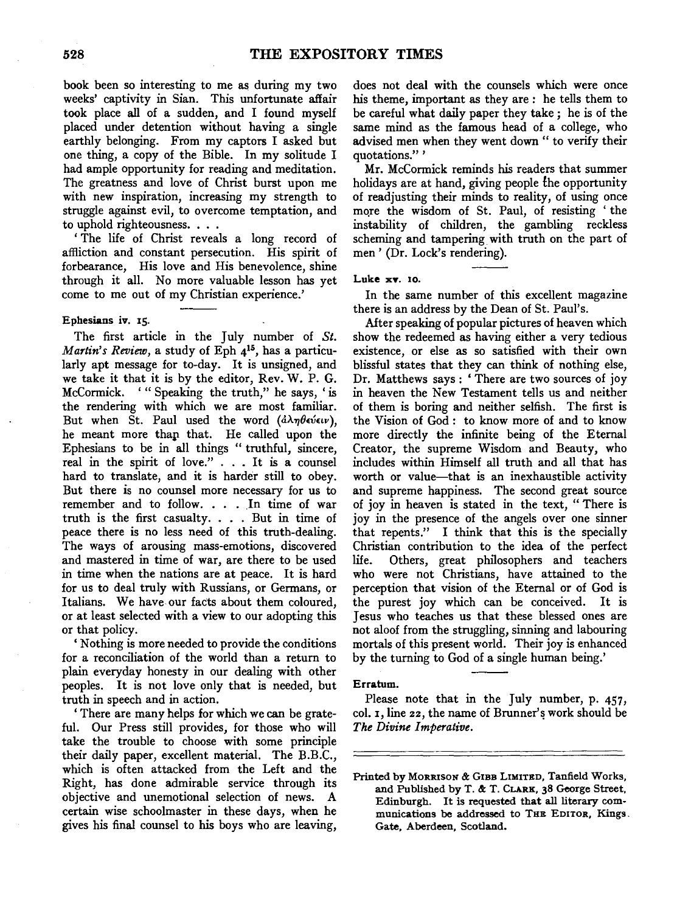book been so interesting to me as during my two weeks' captivity in Sian. This unfortunate affair took place all of a sudden, and I found myself placed under detention without having a single earthly belonging. From my captors I asked but one thing, a copy of the Bible. In my solitude I had ample opportunity for reading and meditation. The greatness and love of Christ burst upon me with new inspiration, increasing my strength to struggle against evil, to overcome temptation, and to uphold righteousness. . . .

'The life of Christ reveals a long record of affliction and constant persecution. His spirit of forbearance, His love and His benevolence, shine through it all. No more valuable lesson has yet come to me out of my Christian experience.'

#### Ephesians iv. 15.

The first article in the July number of *St. Martin's Review*, a study of Eph 4[15], has a particularly apt message for to-day. It is unsigned, and we take it that it is by the editor, Rev. W. P. G. McCormick. '"Speaking the truth," he says, 'is the rendering with which we are most familiar. But when St. Paul used the word (ἀληθεύειν), he meant more than that. He called upon the Ephesians to be in all things "truthful, sincere, real in the spirit of love." . . . It is a counsel hard to translate, and it is harder still to obey. But there is no counsel more necessary for us to remember and to follow. . . . In time of war truth is the first casualty. . . . But in time of peace there is no less need of this truth-dealing. The ways of arousing mass-emotions, discovered and mastered in time of war, are there to be used in time when the nations are at peace. It is hard for us to deal truly with Russians, or Germans, or Italians. We have our facts about them coloured, or at least selected with a view to our adopting this or that policy.

'Nothing is more needed to provide the conditions for a reconciliation of the world than a return to plain everyday honesty in our dealing with other peoples. It is not love only that is needed, but truth in speech and in action.

'There are many helps for which we can be grateful. Our Press still provides, for those who will take the trouble to choose with some principle their daily paper, excellent material. The B.B.C., which is often attacked from the Left and the Right, has done admirable service through its objective and unemotional selection of news. A certain wise schoolmaster in these days, when he gives his final counsel to his boys who are leaving, does not deal with the counsels which were once his theme, important as they are: he tells them to be careful what daily paper they take; he is of the same mind as the famous head of a college, who advised men when they went down "to verify their quotations."'

Mr. McCormick reminds his readers that summer holidays are at hand, giving people the opportunity of readjusting their minds to reality, of using once more the wisdom of St. Paul, of resisting 'the instability of children, the gambling reckless scheming and tampering with truth on the part of men' (Dr. Lock's rendering).

#### Luke xv. 10.

In the same number of this excellent magazine there is an address by the Dean of St. Paul's.

After speaking of popular pictures of heaven which show the redeemed as having either a very tedious existence, or else as so satisfied with their own blissful states that they can think of nothing else, Dr. Matthews says: 'There are two sources of joy in heaven the New Testament tells us and neither of them is boring and neither selfish. The first is the Vision of God: to know more of and to know more directly the infinite being of the Eternal Creator, the supreme Wisdom and Beauty, who includes within Himself all truth and all that has worth or value—that is an inexhaustible activity and supreme happiness. The second great source of joy in heaven is stated in the text, "There is joy in the presence of the angels over one sinner that repents." I think that this is the specially Christian contribution to the idea of the perfect life. Others, great philosophers and teachers who were not Christians, have attained to the perception that vision of the Eternal or of God is the purest joy which can be conceived. It is Jesus who teaches us that these blessed ones are not aloof from the struggling, sinning and labouring mortals of this present world. Their joy is enhanced by the turning to God of a single human being.'

#### Erratum.

Please note that in the July number, p. 457, col. 1, line 22, the name of Brunner's work should be *The Divine Imperative*.

---

Printed by MORRISON & GIBB LIMITED, Tanfield Works, and Published by T. & T. CLARK, 38 George Street, Edinburgh. It is requested that all literary communications be addressed to THE EDITOR, Kings Gate, Aberdeen, Scotland.